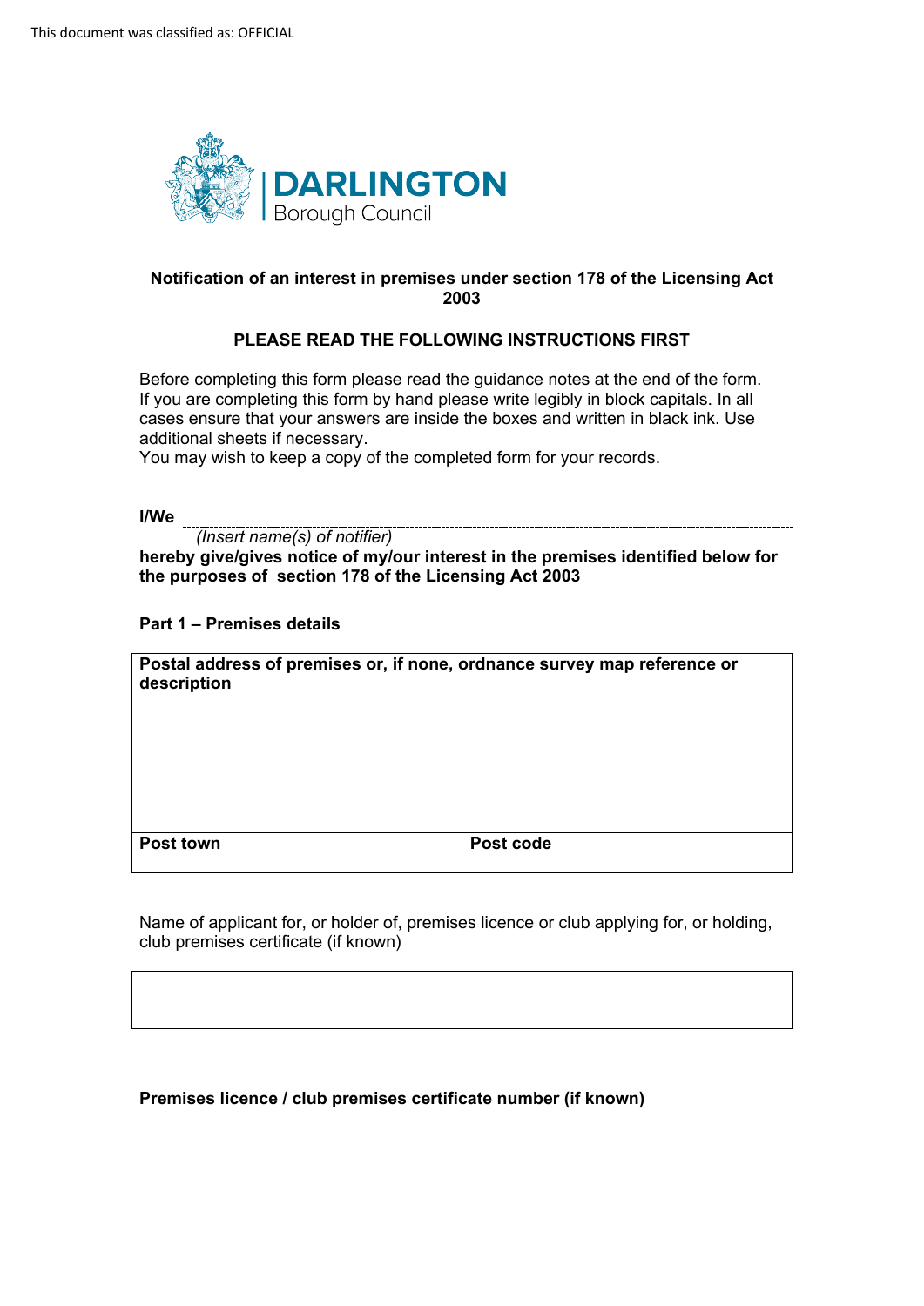This document was classified as: OFFICIAL

DARLINGTON Borough Council

## Notification of an interest in premises under section 178 of the Licensing Act 2003

### PLEASE READ THE FOLLOWING INSTRUCTIONS FIRST

Before completing this form please read the guidance notes at the end of the form. If you are completing this form by hand please write legibly in block capitals. In all cases ensure that your answers are inside the boxes and written in black ink. Use additional sheets if necessary.
You may wish to keep a copy of the completed form for your records.

**I/We** ..............................................................................................................................

*(Insert name(s) of notifier)*

**hereby give/gives notice of my/our interest in the premises identified below for the purposes of section 178 of the Licensing Act 2003**

**Part 1 – Premises details**

| **Postal address of premises or, if none, ordnance survey map reference or description** | |
|---|---|
| | |
| **Post town** | **Post code** |

Name of applicant for, or holder of, premises licence or club applying for, or holding, club premises certificate (if known)

| |
|---|
| |

**Premises licence / club premises certificate number (if known)**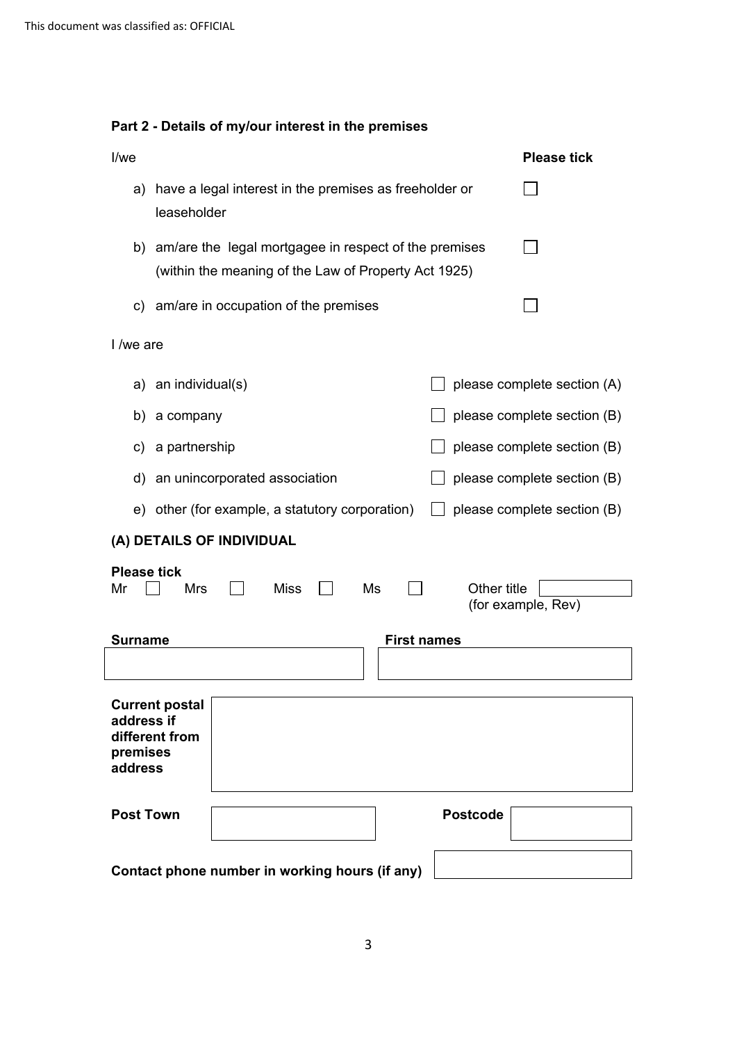## Part 2 - Details of my/our interest in the premises

| I/we | Please tick |
|---|---|
| a) have a legal interest in the premises as freeholder or leaseholder | ☐ |
| b) am/are the legal mortgagee in respect of the premises (within the meaning of the Law of Property Act 1925) | ☐ |
| c) am/are in occupation of the premises | ☐ |

I /we are

| | | |
|---|---|---|
| a) an individual(s) | ☐ | please complete section (A) |
| b) a company | ☐ | please complete section (B) |
| c) a partnership | ☐ | please complete section (B) |
| d) an unincorporated association | ☐ | please complete section (B) |
| e) other (for example, a statutory corporation) | ☐ | please complete section (B) |

### (A) DETAILS OF INDIVIDUAL

**Please tick**

Mr ☐ Mrs ☐ Miss ☐ Ms ☐ Other title ________ (for example, Rev)

| **Surname** | **First names** |
|---|---|
| | |

**Current postal address if different from premises address**

**Post Town** | **Postcode**

**Contact phone number in working hours (if any)**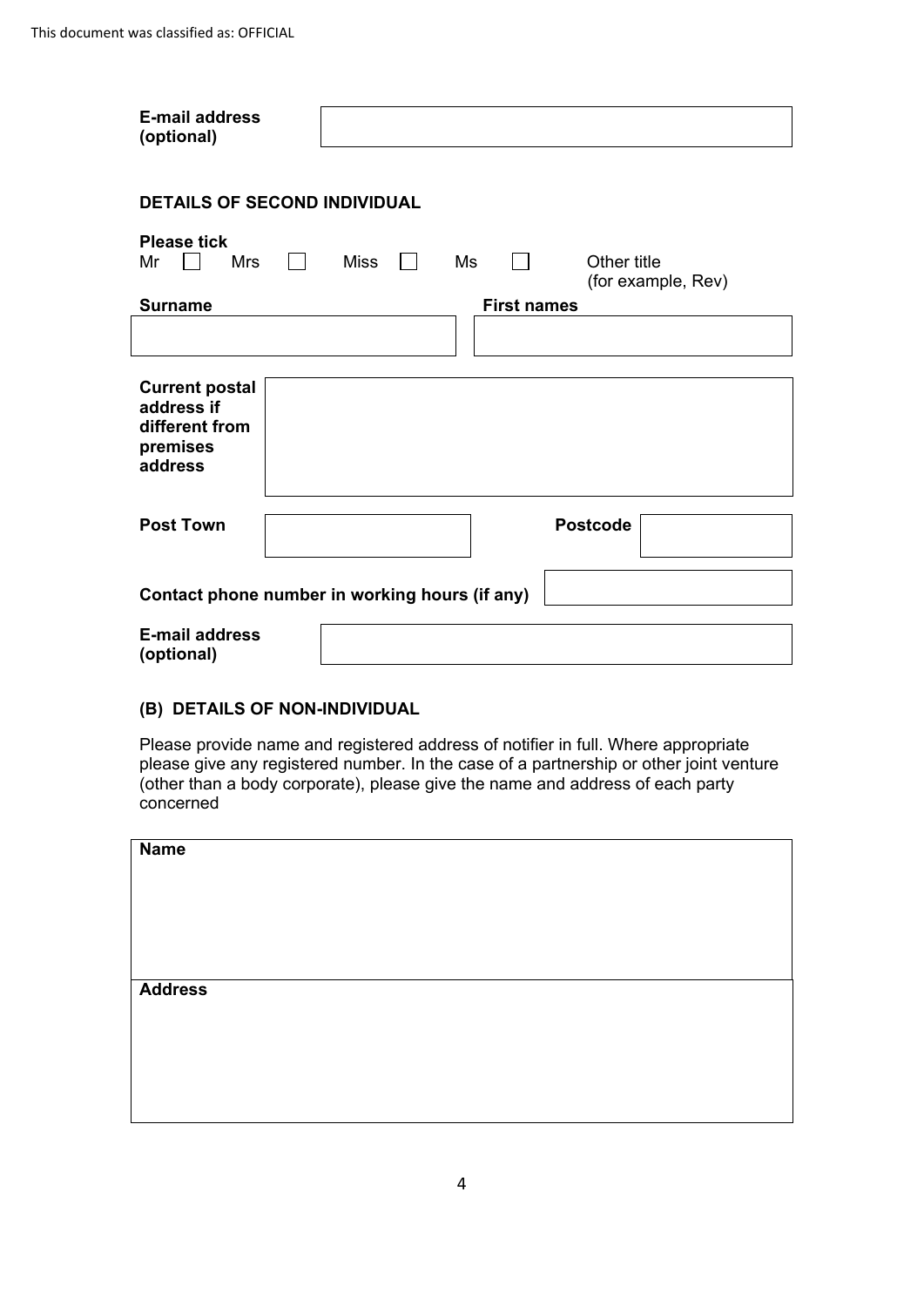This document was classified as: OFFICIAL

| **E-mail address (optional)** | |
|---|---|

**DETAILS OF SECOND INDIVIDUAL**

**Please tick**

Mr ☐ Mrs ☐ Miss ☐ Ms ☐ Other title (for example, Rev)

| **Surname** | **First names** |
|---|---|
| | |

| **Current postal address if different from premises address** | |
|---|---|

| **Post Town** | | **Postcode** | |
|---|---|---|---|

| **Contact phone number in working hours (if any)** | |
|---|---|

| **E-mail address (optional)** | |
|---|---|

**(B) DETAILS OF NON-INDIVIDUAL**

Please provide name and registered address of notifier in full. Where appropriate please give any registered number. In the case of a partnership or other joint venture (other than a body corporate), please give the name and address of each party concerned

| **Name** |
|---|
| |

| **Address** |
|---|
| |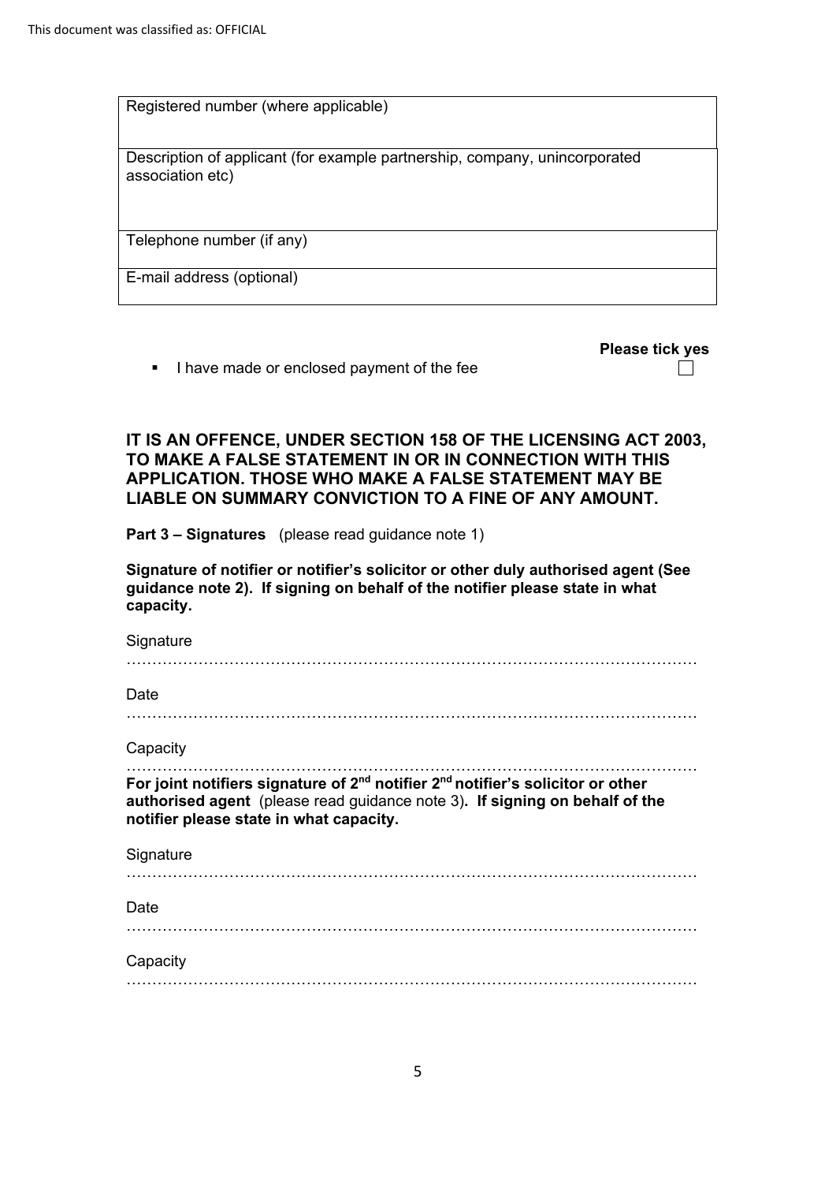| Registered number (where applicable) |
|---|
| Description of applicant (for example partnership, company, unincorporated association etc) |
| Telephone number (if any) |
| E-mail address (optional) |

**Please tick yes**

- I have made or enclosed payment of the fee ☐

**IT IS AN OFFENCE, UNDER SECTION 158 OF THE LICENSING ACT 2003, TO MAKE A FALSE STATEMENT IN OR IN CONNECTION WITH THIS APPLICATION. THOSE WHO MAKE A FALSE STATEMENT MAY BE LIABLE ON SUMMARY CONVICTION TO A FINE OF ANY AMOUNT.**

**Part 3 – Signatures** (please read guidance note 1)

**Signature of notifier or notifier's solicitor or other duly authorised agent (See guidance note 2). If signing on behalf of the notifier please state in what capacity.**

Signature

…………………………………………………………………………………………………

Date

…………………………………………………………………………………………………

Capacity

…………………………………………………………………………………………………

**For joint notifiers signature of 2nd notifier 2nd notifier's solicitor or other authorised agent** (please read guidance note 3)**. If signing on behalf of the notifier please state in what capacity.**

Signature

…………………………………………………………………………………………………

Date

…………………………………………………………………………………………………

Capacity

…………………………………………………………………………………………………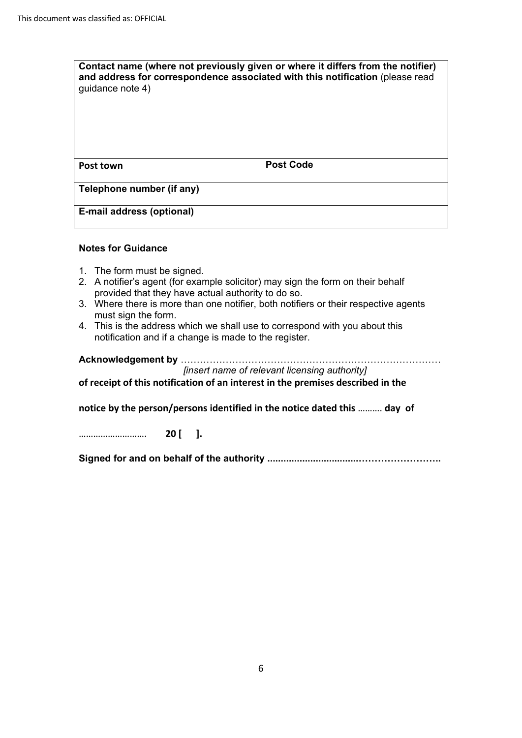| | |
|---|---|
| **Contact name (where not previously given or where it differs from the notifier) and address for correspondence associated with this notification** (please read guidance note 4) | |
| **Post town** | **Post Code** |
| **Telephone number (if any)** | |
| **E-mail address (optional)** | |

**Notes for Guidance**

1. The form must be signed.
2. A notifier's agent (for example solicitor) may sign the form on their behalf provided that they have actual authority to do so.
3. Where there is more than one notifier, both notifiers or their respective agents must sign the form.
4. This is the address which we shall use to correspond with you about this notification and if a change is made to the register.

**Acknowledgement by** ………………………………………………………………………
*[insert name of relevant licensing authority]*
**of receipt of this notification of an interest in the premises described in the notice by the person/persons identified in the notice dated this** ………. **day of** ………………………. **20 [ ].**

**Signed for and on behalf of the authority** ..............................……………………..